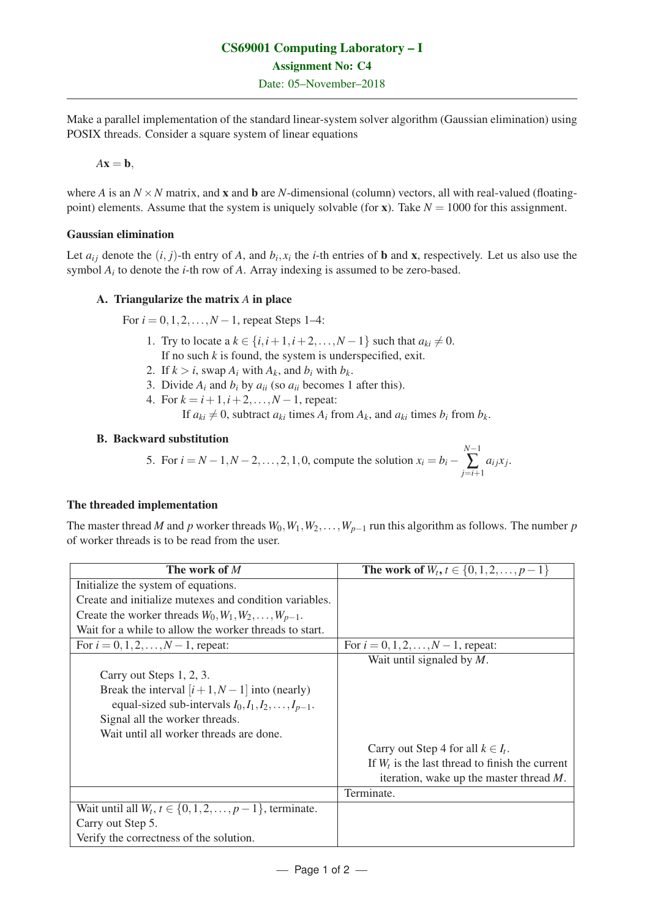# CS69001 Computing Laboratory – I

**Assignment No: C4**

Date: 05–November–2018

---

Make a parallel implementation of the standard linear-system solver algorithm (Gaussian elimination) using POSIX threads. Consider a square system of linear equations

$$A\mathbf{x} = \mathbf{b},$$

where $A$ is an $N \times N$ matrix, and $\mathbf{x}$ and $\mathbf{b}$ are $N$-dimensional (column) vectors, all with real-valued (floating-point) elements. Assume that the system is uniquely solvable (for $\mathbf{x}$). Take $N = 1000$ for this assignment.

### Gaussian elimination

Let $a_{ij}$ denote the $(i, j)$-th entry of $A$, and $b_i, x_i$ the $i$-th entries of $\mathbf{b}$ and $\mathbf{x}$, respectively. Let us also use the symbol $A_i$ to denote the $i$-th row of $A$. Array indexing is assumed to be zero-based.

**A. Triangularize the matrix $A$ in place**

For $i = 0, 1, 2, \ldots, N-1$, repeat Steps 1–4:

1. Try to locate a $k \in \{i, i+1, i+2, \ldots, N-1\}$ such that $a_{ki} \neq 0$.
   If no such $k$ is found, the system is underspecified, exit.
2. If $k > i$, swap $A_i$ with $A_k$, and $b_i$ with $b_k$.
3. Divide $A_i$ and $b_i$ by $a_{ii}$ (so $a_{ii}$ becomes 1 after this).
4. For $k = i+1, i+2, \ldots, N-1$, repeat:
   If $a_{ki} \neq 0$, subtract $a_{ki}$ times $A_i$ from $A_k$, and $a_{ki}$ times $b_i$ from $b_k$.

**B. Backward substitution**

5. For $i = N-1, N-2, \ldots, 2, 1, 0$, compute the solution $x_i = b_i - \sum_{j=i+1}^{N-1} a_{ij} x_j$.

### The threaded implementation

The master thread $M$ and $p$ worker threads $W_0, W_1, W_2, \ldots, W_{p-1}$ run this algorithm as follows. The number $p$ of worker threads is to be read from the user.

| The work of $M$ | The work of $W_t$, $t \in \{0, 1, 2, \ldots, p-1\}$ |
|---|---|
| Initialize the system of equations.<br>Create and initialize mutexes and condition variables.<br>Create the worker threads $W_0, W_1, W_2, \ldots, W_{p-1}$.<br>Wait for a while to allow the worker threads to start. | |
| For $i = 0, 1, 2, \ldots, N-1$, repeat: | For $i = 0, 1, 2, \ldots, N-1$, repeat: |
| Carry out Steps 1, 2, 3.<br>Break the interval $[i+1, N-1]$ into (nearly) equal-sized sub-intervals $I_0, I_1, I_2, \ldots, I_{p-1}$.<br>Signal all the worker threads.<br>Wait until all worker threads are done. | Wait until signaled by $M$.<br><br><br><br><br>Carry out Step 4 for all $k \in I_t$.<br>If $W_t$ is the last thread to finish the current iteration, wake up the master thread $M$. |
| | Terminate. |
| Wait until all $W_t$, $t \in \{0, 1, 2, \ldots, p-1\}$, terminate.<br>Carry out Step 5.<br>Verify the correctness of the solution. | |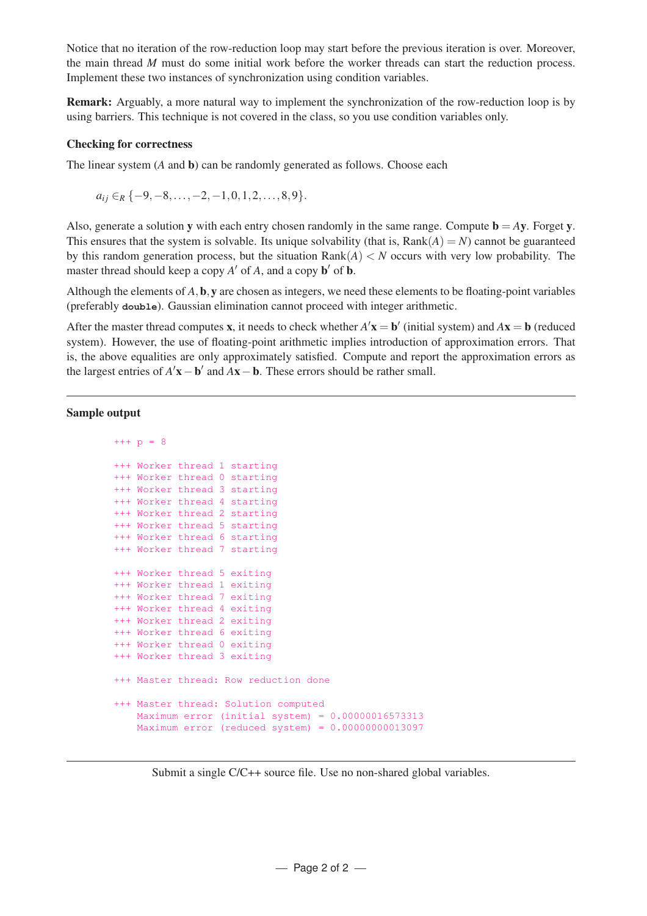Notice that no iteration of the row-reduction loop may start before the previous iteration is over. Moreover, the main thread $M$ must do some initial work before the worker threads can start the reduction process. Implement these two instances of synchronization using condition variables.

**Remark:** Arguably, a more natural way to implement the synchronization of the row-reduction loop is by using barriers. This technique is not covered in the class, so you use condition variables only.

### Checking for correctness

The linear system ($A$ and $\mathbf{b}$) can be randomly generated as follows. Choose each

$$a_{ij} \in_R \{-9, -8, \ldots, -2, -1, 0, 1, 2, \ldots, 8, 9\}.$$

Also, generate a solution $\mathbf{y}$ with each entry chosen randomly in the same range. Compute $\mathbf{b} = A\mathbf{y}$. Forget $\mathbf{y}$. This ensures that the system is solvable. Its unique solvability (that is, $\text{Rank}(A) = N$) cannot be guaranteed by this random generation process, but the situation $\text{Rank}(A) < N$ occurs with very low probability. The master thread should keep a copy $A'$ of $A$, and a copy $\mathbf{b}'$ of $\mathbf{b}$.

Although the elements of $A, \mathbf{b}, \mathbf{y}$ are chosen as integers, we need these elements to be floating-point variables (preferably **double**). Gaussian elimination cannot proceed with integer arithmetic.

After the master thread computes $\mathbf{x}$, it needs to check whether $A'\mathbf{x} = \mathbf{b}'$ (initial system) and $A\mathbf{x} = \mathbf{b}$ (reduced system). However, the use of floating-point arithmetic implies introduction of approximation errors. That is, the above equalities are only approximately satisfied. Compute and report the approximation errors as the largest entries of $A'\mathbf{x} - \mathbf{b}'$ and $A\mathbf{x} - \mathbf{b}$. These errors should be rather small.

---

### Sample output

```
+++ p = 8

+++ Worker thread 1 starting
+++ Worker thread 0 starting
+++ Worker thread 3 starting
+++ Worker thread 4 starting
+++ Worker thread 2 starting
+++ Worker thread 5 starting
+++ Worker thread 6 starting
+++ Worker thread 7 starting

+++ Worker thread 5 exiting
+++ Worker thread 1 exiting
+++ Worker thread 7 exiting
+++ Worker thread 4 exiting
+++ Worker thread 2 exiting
+++ Worker thread 6 exiting
+++ Worker thread 0 exiting
+++ Worker thread 3 exiting

+++ Master thread: Row reduction done

+++ Master thread: Solution computed
    Maximum error (initial system) = 0.00000016573313
    Maximum error (reduced system) = 0.00000000013097
```

---

Submit a single C/C++ source file. Use no non-shared global variables.